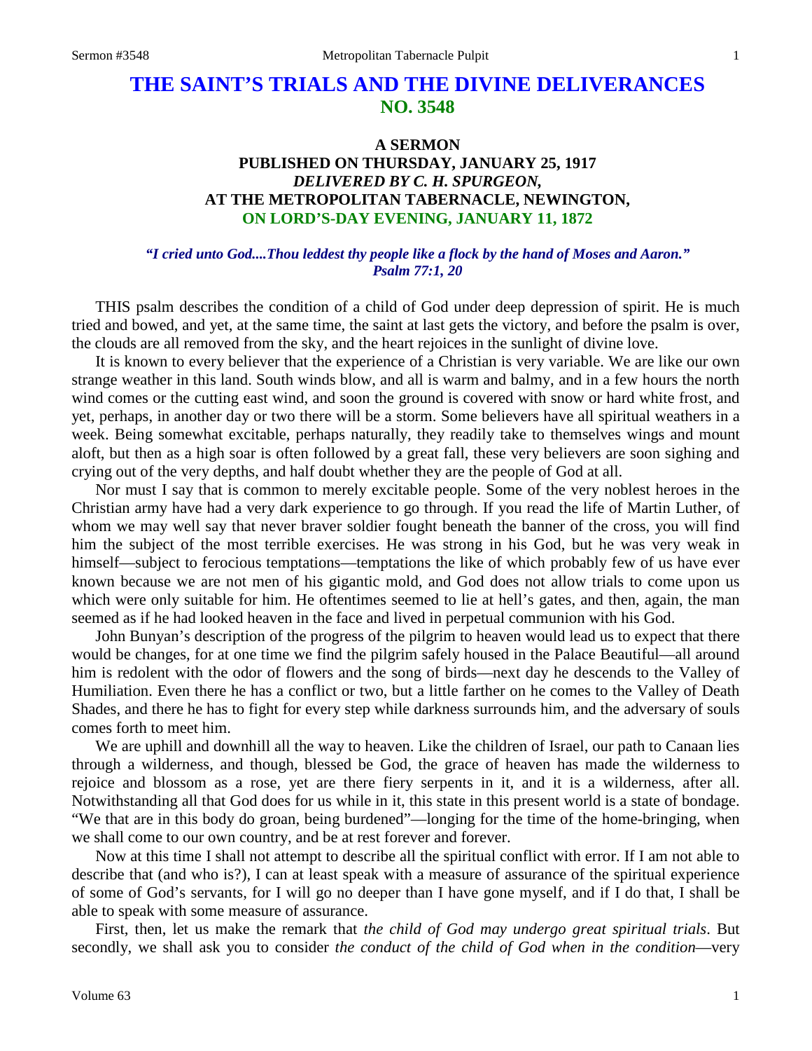# THE SAINT'S TRIALS AND THE DIVINE DELIVERANCES
## NO. 3548

### A SERMON
### PUBLISHED ON THURSDAY, JANUARY 25, 1917
### *DELIVERED BY C. H. SPURGEON,*
### AT THE METROPOLITAN TABERNACLE, NEWINGTON,
### ON LORD'S-DAY EVENING, JANUARY 11, 1872

*"I cried unto God....Thou leddest thy people like a flock by the hand of Moses and Aaron." Psalm 77:1, 20*

THIS psalm describes the condition of a child of God under deep depression of spirit. He is much tried and bowed, and yet, at the same time, the saint at last gets the victory, and before the psalm is over, the clouds are all removed from the sky, and the heart rejoices in the sunlight of divine love.

It is known to every believer that the experience of a Christian is very variable. We are like our own strange weather in this land. South winds blow, and all is warm and balmy, and in a few hours the north wind comes or the cutting east wind, and soon the ground is covered with snow or hard white frost, and yet, perhaps, in another day or two there will be a storm. Some believers have all spiritual weathers in a week. Being somewhat excitable, perhaps naturally, they readily take to themselves wings and mount aloft, but then as a high soar is often followed by a great fall, these very believers are soon sighing and crying out of the very depths, and half doubt whether they are the people of God at all.

Nor must I say that is common to merely excitable people. Some of the very noblest heroes in the Christian army have had a very dark experience to go through. If you read the life of Martin Luther, of whom we may well say that never braver soldier fought beneath the banner of the cross, you will find him the subject of the most terrible exercises. He was strong in his God, but he was very weak in himself—subject to ferocious temptations—temptations the like of which probably few of us have ever known because we are not men of his gigantic mold, and God does not allow trials to come upon us which were only suitable for him. He oftentimes seemed to lie at hell's gates, and then, again, the man seemed as if he had looked heaven in the face and lived in perpetual communion with his God.

John Bunyan's description of the progress of the pilgrim to heaven would lead us to expect that there would be changes, for at one time we find the pilgrim safely housed in the Palace Beautiful—all around him is redolent with the odor of flowers and the song of birds—next day he descends to the Valley of Humiliation. Even there he has a conflict or two, but a little farther on he comes to the Valley of Death Shades, and there he has to fight for every step while darkness surrounds him, and the adversary of souls comes forth to meet him.

We are uphill and downhill all the way to heaven. Like the children of Israel, our path to Canaan lies through a wilderness, and though, blessed be God, the grace of heaven has made the wilderness to rejoice and blossom as a rose, yet are there fiery serpents in it, and it is a wilderness, after all. Notwithstanding all that God does for us while in it, this state in this present world is a state of bondage. "We that are in this body do groan, being burdened"—longing for the time of the home-bringing, when we shall come to our own country, and be at rest forever and forever.

Now at this time I shall not attempt to describe all the spiritual conflict with error. If I am not able to describe that (and who is?), I can at least speak with a measure of assurance of the spiritual experience of some of God's servants, for I will go no deeper than I have gone myself, and if I do that, I shall be able to speak with some measure of assurance.

First, then, let us make the remark that *the child of God may undergo great spiritual trials*. But secondly, we shall ask you to consider *the conduct of the child of God when in the condition*—very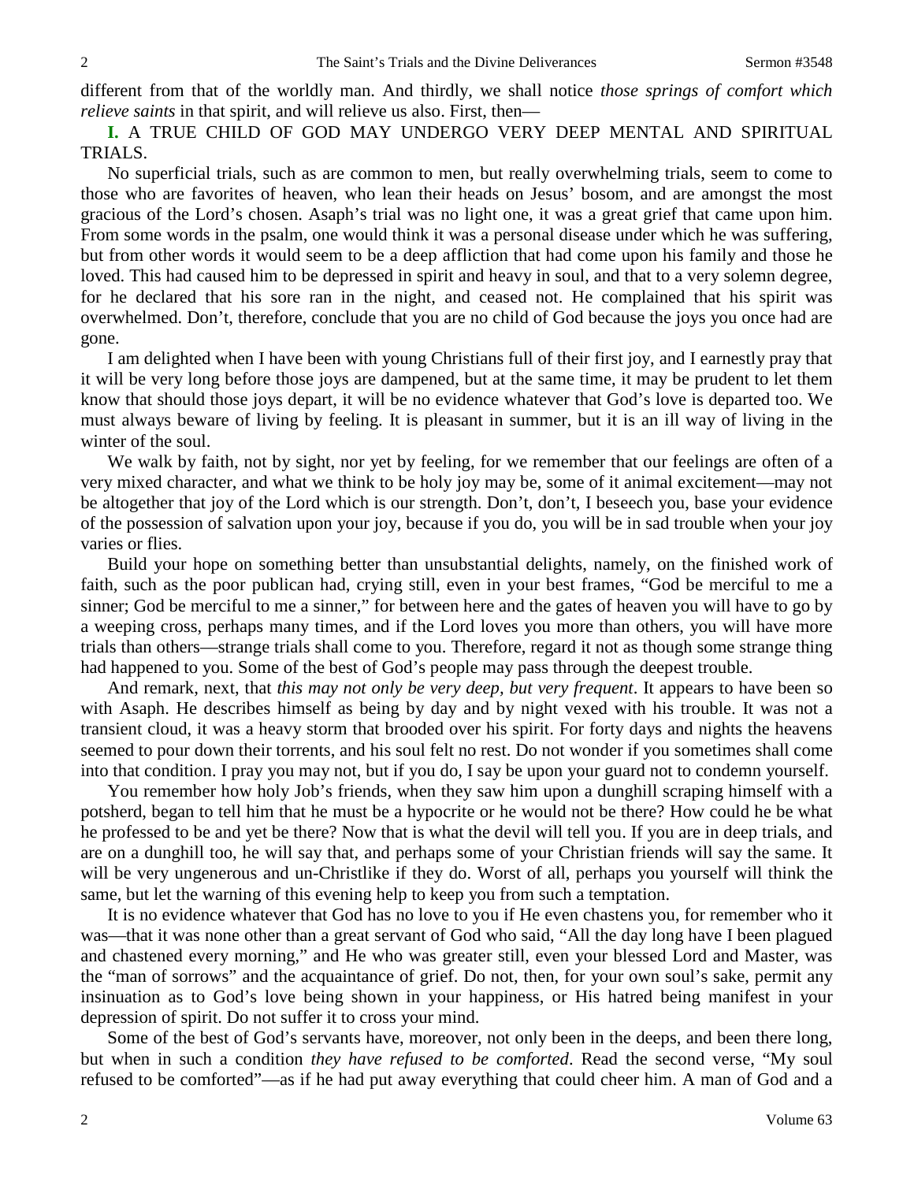different from that of the worldly man. And thirdly, we shall notice *those springs of comfort which relieve saints* in that spirit, and will relieve us also. First, then—

**I.** A TRUE CHILD OF GOD MAY UNDERGO VERY DEEP MENTAL AND SPIRITUAL TRIALS.

No superficial trials, such as are common to men, but really overwhelming trials, seem to come to those who are favorites of heaven, who lean their heads on Jesus' bosom, and are amongst the most gracious of the Lord's chosen. Asaph's trial was no light one, it was a great grief that came upon him. From some words in the psalm, one would think it was a personal disease under which he was suffering, but from other words it would seem to be a deep affliction that had come upon his family and those he loved. This had caused him to be depressed in spirit and heavy in soul, and that to a very solemn degree, for he declared that his sore ran in the night, and ceased not. He complained that his spirit was overwhelmed. Don't, therefore, conclude that you are no child of God because the joys you once had are gone.

I am delighted when I have been with young Christians full of their first joy, and I earnestly pray that it will be very long before those joys are dampened, but at the same time, it may be prudent to let them know that should those joys depart, it will be no evidence whatever that God's love is departed too. We must always beware of living by feeling. It is pleasant in summer, but it is an ill way of living in the winter of the soul.

We walk by faith, not by sight, nor yet by feeling, for we remember that our feelings are often of a very mixed character, and what we think to be holy joy may be, some of it animal excitement—may not be altogether that joy of the Lord which is our strength. Don't, don't, I beseech you, base your evidence of the possession of salvation upon your joy, because if you do, you will be in sad trouble when your joy varies or flies.

Build your hope on something better than unsubstantial delights, namely, on the finished work of faith, such as the poor publican had, crying still, even in your best frames, "God be merciful to me a sinner; God be merciful to me a sinner," for between here and the gates of heaven you will have to go by a weeping cross, perhaps many times, and if the Lord loves you more than others, you will have more trials than others—strange trials shall come to you. Therefore, regard it not as though some strange thing had happened to you. Some of the best of God's people may pass through the deepest trouble.

And remark, next, that *this may not only be very deep, but very frequent*. It appears to have been so with Asaph. He describes himself as being by day and by night vexed with his trouble. It was not a transient cloud, it was a heavy storm that brooded over his spirit. For forty days and nights the heavens seemed to pour down their torrents, and his soul felt no rest. Do not wonder if you sometimes shall come into that condition. I pray you may not, but if you do, I say be upon your guard not to condemn yourself.

You remember how holy Job's friends, when they saw him upon a dunghill scraping himself with a potsherd, began to tell him that he must be a hypocrite or he would not be there? How could he be what he professed to be and yet be there? Now that is what the devil will tell you. If you are in deep trials, and are on a dunghill too, he will say that, and perhaps some of your Christian friends will say the same. It will be very ungenerous and un-Christlike if they do. Worst of all, perhaps you yourself will think the same, but let the warning of this evening help to keep you from such a temptation.

It is no evidence whatever that God has no love to you if He even chastens you, for remember who it was—that it was none other than a great servant of God who said, "All the day long have I been plagued and chastened every morning," and He who was greater still, even your blessed Lord and Master, was the "man of sorrows" and the acquaintance of grief. Do not, then, for your own soul's sake, permit any insinuation as to God's love being shown in your happiness, or His hatred being manifest in your depression of spirit. Do not suffer it to cross your mind.

Some of the best of God's servants have, moreover, not only been in the deeps, and been there long, but when in such a condition *they have refused to be comforted*. Read the second verse, "My soul refused to be comforted"—as if he had put away everything that could cheer him. A man of God and a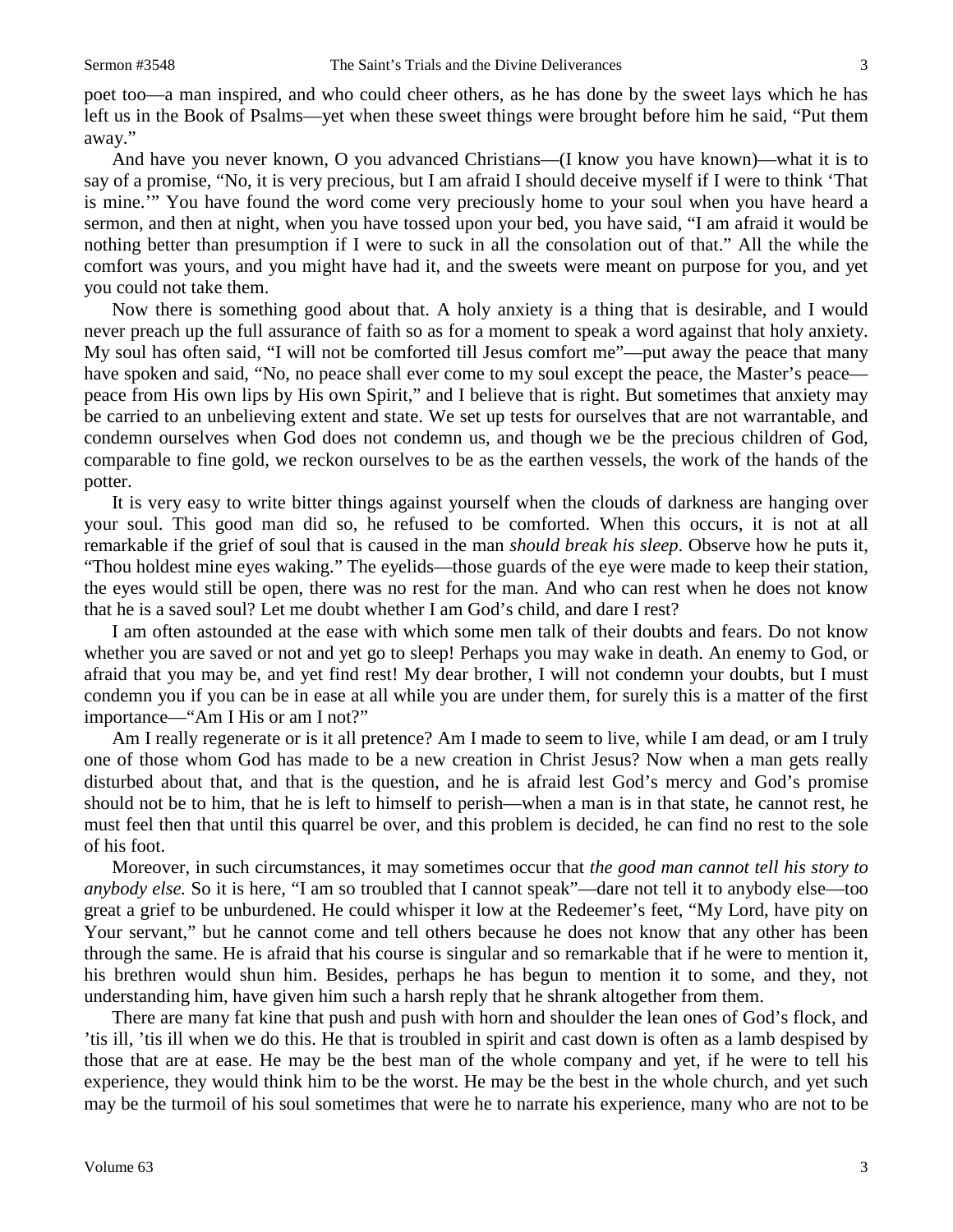poet too—a man inspired, and who could cheer others, as he has done by the sweet lays which he has left us in the Book of Psalms—yet when these sweet things were brought before him he said, "Put them away."

And have you never known, O you advanced Christians—(I know you have known)—what it is to say of a promise, "No, it is very precious, but I am afraid I should deceive myself if I were to think 'That is mine.'" You have found the word come very preciously home to your soul when you have heard a sermon, and then at night, when you have tossed upon your bed, you have said, "I am afraid it would be nothing better than presumption if I were to suck in all the consolation out of that." All the while the comfort was yours, and you might have had it, and the sweets were meant on purpose for you, and yet you could not take them.

Now there is something good about that. A holy anxiety is a thing that is desirable, and I would never preach up the full assurance of faith so as for a moment to speak a word against that holy anxiety. My soul has often said, "I will not be comforted till Jesus comfort me"—put away the peace that many have spoken and said, "No, no peace shall ever come to my soul except the peace, the Master's peace—peace from His own lips by His own Spirit," and I believe that is right. But sometimes that anxiety may be carried to an unbelieving extent and state. We set up tests for ourselves that are not warrantable, and condemn ourselves when God does not condemn us, and though we be the precious children of God, comparable to fine gold, we reckon ourselves to be as the earthen vessels, the work of the hands of the potter.

It is very easy to write bitter things against yourself when the clouds of darkness are hanging over your soul. This good man did so, he refused to be comforted. When this occurs, it is not at all remarkable if the grief of soul that is caused in the man *should break his sleep.* Observe how he puts it, "Thou holdest mine eyes waking." The eyelids—those guards of the eye were made to keep their station, the eyes would still be open, there was no rest for the man. And who can rest when he does not know that he is a saved soul? Let me doubt whether I am God's child, and dare I rest?

I am often astounded at the ease with which some men talk of their doubts and fears. Do not know whether you are saved or not and yet go to sleep! Perhaps you may wake in death. An enemy to God, or afraid that you may be, and yet find rest! My dear brother, I will not condemn your doubts, but I must condemn you if you can be in ease at all while you are under them, for surely this is a matter of the first importance—"Am I His or am I not?"

Am I really regenerate or is it all pretence? Am I made to seem to live, while I am dead, or am I truly one of those whom God has made to be a new creation in Christ Jesus? Now when a man gets really disturbed about that, and that is the question, and he is afraid lest God's mercy and God's promise should not be to him, that he is left to himself to perish—when a man is in that state, he cannot rest, he must feel then that until this quarrel be over, and this problem is decided, he can find no rest to the sole of his foot.

Moreover, in such circumstances, it may sometimes occur that *the good man cannot tell his story to anybody else.* So it is here, "I am so troubled that I cannot speak"—dare not tell it to anybody else—too great a grief to be unburdened. He could whisper it low at the Redeemer's feet, "My Lord, have pity on Your servant," but he cannot come and tell others because he does not know that any other has been through the same. He is afraid that his course is singular and so remarkable that if he were to mention it, his brethren would shun him. Besides, perhaps he has begun to mention it to some, and they, not understanding him, have given him such a harsh reply that he shrank altogether from them.

There are many fat kine that push and push with horn and shoulder the lean ones of God's flock, and 'tis ill, 'tis ill when we do this. He that is troubled in spirit and cast down is often as a lamb despised by those that are at ease. He may be the best man of the whole company and yet, if he were to tell his experience, they would think him to be the worst. He may be the best in the whole church, and yet such may be the turmoil of his soul sometimes that were he to narrate his experience, many who are not to be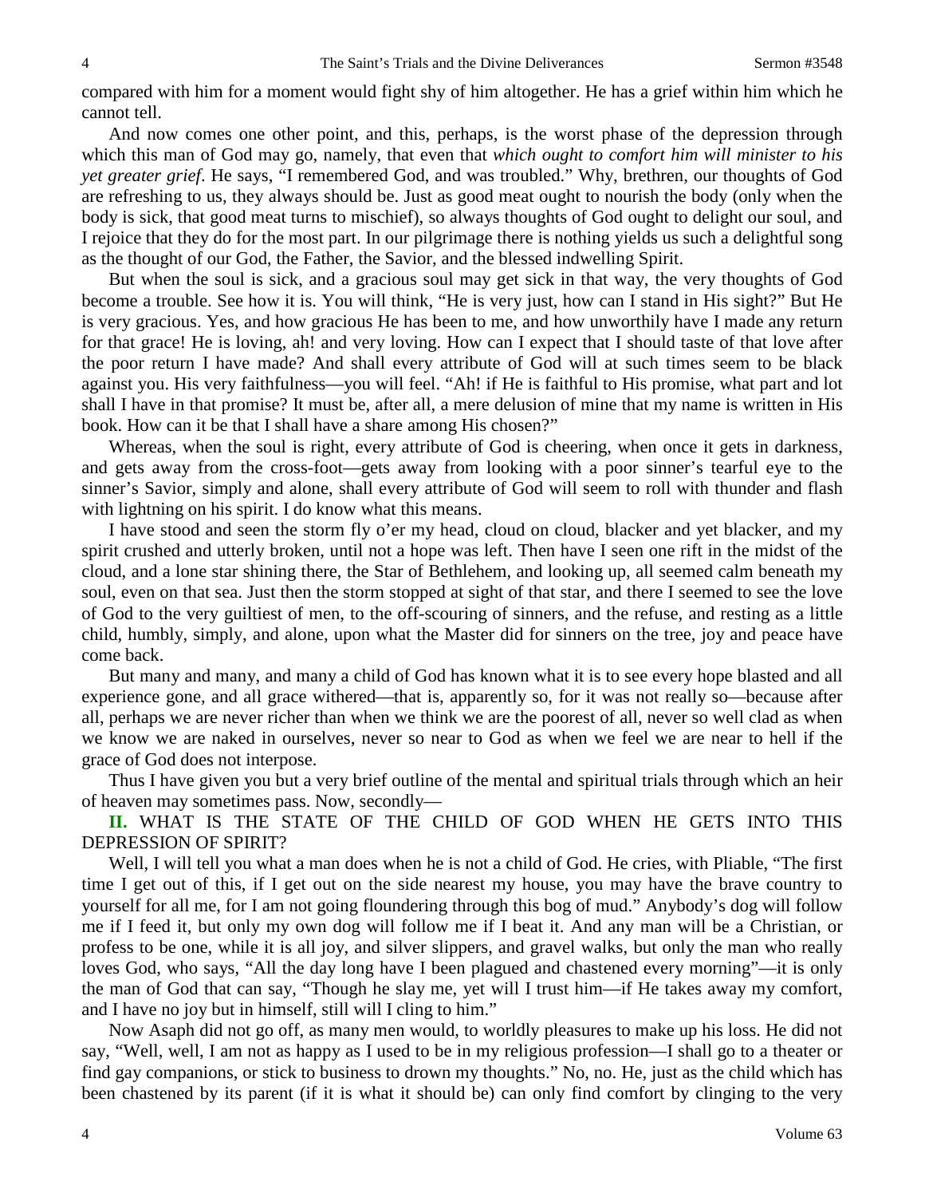compared with him for a moment would fight shy of him altogether. He has a grief within him which he cannot tell.

And now comes one other point, and this, perhaps, is the worst phase of the depression through which this man of God may go, namely, that even that *which ought to comfort him will minister to his yet greater grief*. He says, "I remembered God, and was troubled." Why, brethren, our thoughts of God are refreshing to us, they always should be. Just as good meat ought to nourish the body (only when the body is sick, that good meat turns to mischief), so always thoughts of God ought to delight our soul, and I rejoice that they do for the most part. In our pilgrimage there is nothing yields us such a delightful song as the thought of our God, the Father, the Savior, and the blessed indwelling Spirit.

But when the soul is sick, and a gracious soul may get sick in that way, the very thoughts of God become a trouble. See how it is. You will think, "He is very just, how can I stand in His sight?" But He is very gracious. Yes, and how gracious He has been to me, and how unworthily have I made any return for that grace! He is loving, ah! and very loving. How can I expect that I should taste of that love after the poor return I have made? And shall every attribute of God will at such times seem to be black against you. His very faithfulness—you will feel. "Ah! if He is faithful to His promise, what part and lot shall I have in that promise? It must be, after all, a mere delusion of mine that my name is written in His book. How can it be that I shall have a share among His chosen?"

Whereas, when the soul is right, every attribute of God is cheering, when once it gets in darkness, and gets away from the cross-foot—gets away from looking with a poor sinner's tearful eye to the sinner's Savior, simply and alone, shall every attribute of God will seem to roll with thunder and flash with lightning on his spirit. I do know what this means.

I have stood and seen the storm fly o'er my head, cloud on cloud, blacker and yet blacker, and my spirit crushed and utterly broken, until not a hope was left. Then have I seen one rift in the midst of the cloud, and a lone star shining there, the Star of Bethlehem, and looking up, all seemed calm beneath my soul, even on that sea. Just then the storm stopped at sight of that star, and there I seemed to see the love of God to the very guiltiest of men, to the off-scouring of sinners, and the refuse, and resting as a little child, humbly, simply, and alone, upon what the Master did for sinners on the tree, joy and peace have come back.

But many and many, and many a child of God has known what it is to see every hope blasted and all experience gone, and all grace withered—that is, apparently so, for it was not really so—because after all, perhaps we are never richer than when we think we are the poorest of all, never so well clad as when we know we are naked in ourselves, never so near to God as when we feel we are near to hell if the grace of God does not interpose.

Thus I have given you but a very brief outline of the mental and spiritual trials through which an heir of heaven may sometimes pass. Now, secondly—

**II.** WHAT IS THE STATE OF THE CHILD OF GOD WHEN HE GETS INTO THIS DEPRESSION OF SPIRIT?

Well, I will tell you what a man does when he is not a child of God. He cries, with Pliable, "The first time I get out of this, if I get out on the side nearest my house, you may have the brave country to yourself for all me, for I am not going floundering through this bog of mud." Anybody's dog will follow me if I feed it, but only my own dog will follow me if I beat it. And any man will be a Christian, or profess to be one, while it is all joy, and silver slippers, and gravel walks, but only the man who really loves God, who says, "All the day long have I been plagued and chastened every morning"—it is only the man of God that can say, "Though he slay me, yet will I trust him—if He takes away my comfort, and I have no joy but in himself, still will I cling to him."

Now Asaph did not go off, as many men would, to worldly pleasures to make up his loss. He did not say, "Well, well, I am not as happy as I used to be in my religious profession—I shall go to a theater or find gay companions, or stick to business to drown my thoughts." No, no. He, just as the child which has been chastened by its parent (if it is what it should be) can only find comfort by clinging to the very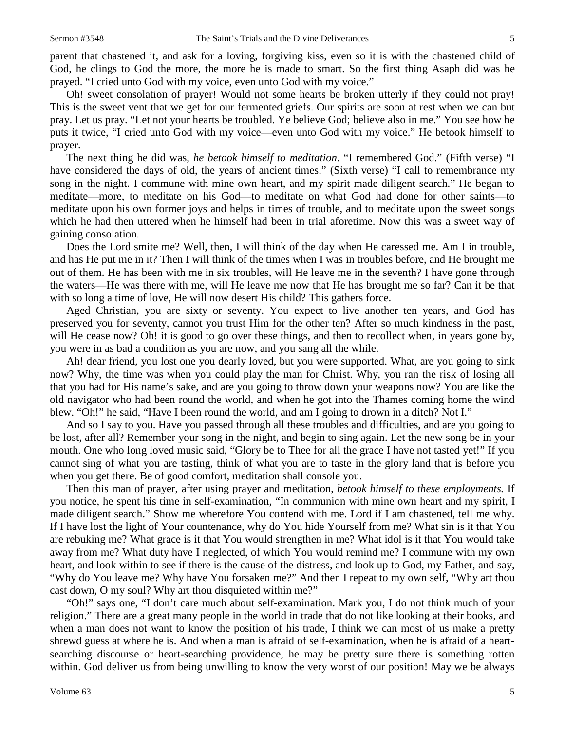parent that chastened it, and ask for a loving, forgiving kiss, even so it is with the chastened child of God, he clings to God the more, the more he is made to smart. So the first thing Asaph did was he prayed. "I cried unto God with my voice, even unto God with my voice."

Oh! sweet consolation of prayer! Would not some hearts be broken utterly if they could not pray! This is the sweet vent that we get for our fermented griefs. Our spirits are soon at rest when we can but pray. Let us pray. "Let not your hearts be troubled. Ye believe God; believe also in me." You see how he puts it twice, "I cried unto God with my voice—even unto God with my voice." He betook himself to prayer.

The next thing he did was, *he betook himself to meditation*. "I remembered God." (Fifth verse) "I have considered the days of old, the years of ancient times." (Sixth verse) "I call to remembrance my song in the night. I commune with mine own heart, and my spirit made diligent search." He began to meditate—more, to meditate on his God—to meditate on what God had done for other saints—to meditate upon his own former joys and helps in times of trouble, and to meditate upon the sweet songs which he had then uttered when he himself had been in trial aforetime. Now this was a sweet way of gaining consolation.

Does the Lord smite me? Well, then, I will think of the day when He caressed me. Am I in trouble, and has He put me in it? Then I will think of the times when I was in troubles before, and He brought me out of them. He has been with me in six troubles, will He leave me in the seventh? I have gone through the waters—He was there with me, will He leave me now that He has brought me so far? Can it be that with so long a time of love, He will now desert His child? This gathers force.

Aged Christian, you are sixty or seventy. You expect to live another ten years, and God has preserved you for seventy, cannot you trust Him for the other ten? After so much kindness in the past, will He cease now? Oh! it is good to go over these things, and then to recollect when, in years gone by, you were in as bad a condition as you are now, and you sang all the while.

Ah! dear friend, you lost one you dearly loved, but you were supported. What, are you going to sink now? Why, the time was when you could play the man for Christ. Why, you ran the risk of losing all that you had for His name's sake, and are you going to throw down your weapons now? You are like the old navigator who had been round the world, and when he got into the Thames coming home the wind blew. "Oh!" he said, "Have I been round the world, and am I going to drown in a ditch? Not I."

And so I say to you. Have you passed through all these troubles and difficulties, and are you going to be lost, after all? Remember your song in the night, and begin to sing again. Let the new song be in your mouth. One who long loved music said, "Glory be to Thee for all the grace I have not tasted yet!" If you cannot sing of what you are tasting, think of what you are to taste in the glory land that is before you when you get there. Be of good comfort, meditation shall console you.

Then this man of prayer, after using prayer and meditation, *betook himself to these employments.* If you notice, he spent his time in self-examination, "In communion with mine own heart and my spirit, I made diligent search." Show me wherefore You contend with me. Lord if I am chastened, tell me why. If I have lost the light of Your countenance, why do You hide Yourself from me? What sin is it that You are rebuking me? What grace is it that You would strengthen in me? What idol is it that You would take away from me? What duty have I neglected, of which You would remind me? I commune with my own heart, and look within to see if there is the cause of the distress, and look up to God, my Father, and say, "Why do You leave me? Why have You forsaken me?" And then I repeat to my own self, "Why art thou cast down, O my soul? Why art thou disquieted within me?"

"Oh!" says one, "I don't care much about self-examination. Mark you, I do not think much of your religion." There are a great many people in the world in trade that do not like looking at their books, and when a man does not want to know the position of his trade, I think we can most of us make a pretty shrewd guess at where he is. And when a man is afraid of self-examination, when he is afraid of a heart-searching discourse or heart-searching providence, he may be pretty sure there is something rotten within. God deliver us from being unwilling to know the very worst of our position! May we be always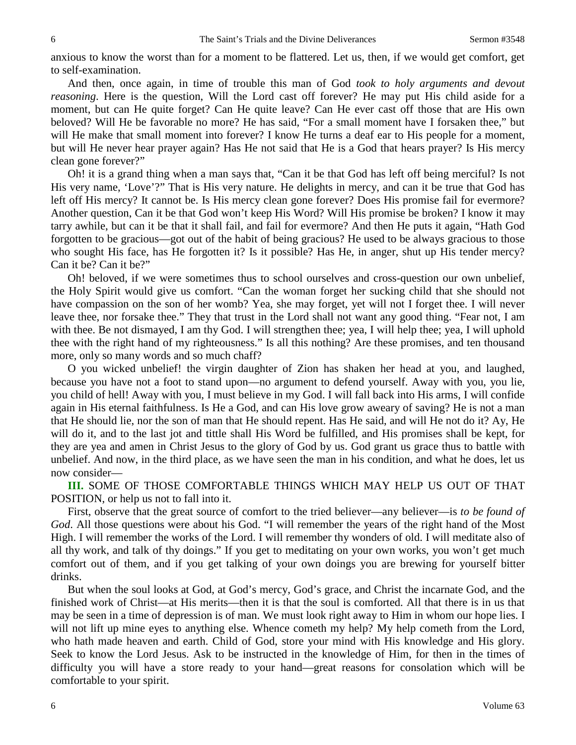anxious to know the worst than for a moment to be flattered. Let us, then, if we would get comfort, get to self-examination.

And then, once again, in time of trouble this man of God *took to holy arguments and devout reasoning*. Here is the question, Will the Lord cast off forever? He may put His child aside for a moment, but can He quite forget? Can He quite leave? Can He ever cast off those that are His own beloved? Will He be favorable no more? He has said, "For a small moment have I forsaken thee," but will He make that small moment into forever? I know He turns a deaf ear to His people for a moment, but will He never hear prayer again? Has He not said that He is a God that hears prayer? Is His mercy clean gone forever?"

Oh! it is a grand thing when a man says that, "Can it be that God has left off being merciful? Is not His very name, 'Love'?" That is His very nature. He delights in mercy, and can it be true that God has left off His mercy? It cannot be. Is His mercy clean gone forever? Does His promise fail for evermore? Another question, Can it be that God won't keep His Word? Will His promise be broken? I know it may tarry awhile, but can it be that it shall fail, and fail for evermore? And then He puts it again, "Hath God forgotten to be gracious—got out of the habit of being gracious? He used to be always gracious to those who sought His face, has He forgotten it? Is it possible? Has He, in anger, shut up His tender mercy? Can it be? Can it be?"

Oh! beloved, if we were sometimes thus to school ourselves and cross-question our own unbelief, the Holy Spirit would give us comfort. "Can the woman forget her sucking child that she should not have compassion on the son of her womb? Yea, she may forget, yet will not I forget thee. I will never leave thee, nor forsake thee." They that trust in the Lord shall not want any good thing. "Fear not, I am with thee. Be not dismayed, I am thy God. I will strengthen thee; yea, I will help thee; yea, I will uphold thee with the right hand of my righteousness." Is all this nothing? Are these promises, and ten thousand more, only so many words and so much chaff?

O you wicked unbelief! the virgin daughter of Zion has shaken her head at you, and laughed, because you have not a foot to stand upon—no argument to defend yourself. Away with you, you lie, you child of hell! Away with you, I must believe in my God. I will fall back into His arms, I will confide again in His eternal faithfulness. Is He a God, and can His love grow aweary of saving? He is not a man that He should lie, nor the son of man that He should repent. Has He said, and will He not do it? Ay, He will do it, and to the last jot and tittle shall His Word be fulfilled, and His promises shall be kept, for they are yea and amen in Christ Jesus to the glory of God by us. God grant us grace thus to battle with unbelief. And now, in the third place, as we have seen the man in his condition, and what he does, let us now consider—

**III.** SOME OF THOSE COMFORTABLE THINGS WHICH MAY HELP US OUT OF THAT POSITION, or help us not to fall into it.

First, observe that the great source of comfort to the tried believer—any believer—is *to be found of God*. All those questions were about his God. "I will remember the years of the right hand of the Most High. I will remember the works of the Lord. I will remember thy wonders of old. I will meditate also of all thy work, and talk of thy doings." If you get to meditating on your own works, you won't get much comfort out of them, and if you get talking of your own doings you are brewing for yourself bitter drinks.

But when the soul looks at God, at God's mercy, God's grace, and Christ the incarnate God, and the finished work of Christ—at His merits—then it is that the soul is comforted. All that there is in us that may be seen in a time of depression is of man. We must look right away to Him in whom our hope lies. I will not lift up mine eyes to anything else. Whence cometh my help? My help cometh from the Lord, who hath made heaven and earth. Child of God, store your mind with His knowledge and His glory. Seek to know the Lord Jesus. Ask to be instructed in the knowledge of Him, for then in the times of difficulty you will have a store ready to your hand—great reasons for consolation which will be comfortable to your spirit.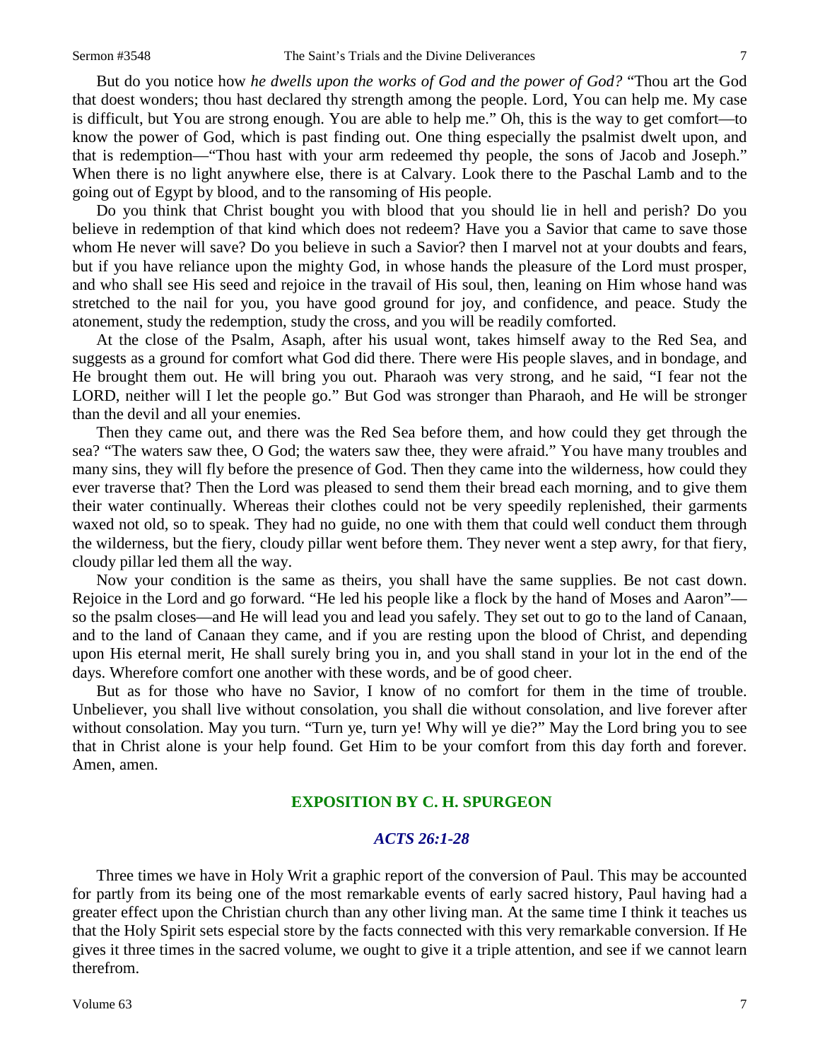But do you notice how *he dwells upon the works of God and the power of God?* "Thou art the God that doest wonders; thou hast declared thy strength among the people. Lord, You can help me. My case is difficult, but You are strong enough. You are able to help me." Oh, this is the way to get comfort—to know the power of God, which is past finding out. One thing especially the psalmist dwelt upon, and that is redemption—"Thou hast with your arm redeemed thy people, the sons of Jacob and Joseph." When there is no light anywhere else, there is at Calvary. Look there to the Paschal Lamb and to the going out of Egypt by blood, and to the ransoming of His people.

Do you think that Christ bought you with blood that you should lie in hell and perish? Do you believe in redemption of that kind which does not redeem? Have you a Savior that came to save those whom He never will save? Do you believe in such a Savior? then I marvel not at your doubts and fears, but if you have reliance upon the mighty God, in whose hands the pleasure of the Lord must prosper, and who shall see His seed and rejoice in the travail of His soul, then, leaning on Him whose hand was stretched to the nail for you, you have good ground for joy, and confidence, and peace. Study the atonement, study the redemption, study the cross, and you will be readily comforted.

At the close of the Psalm, Asaph, after his usual wont, takes himself away to the Red Sea, and suggests as a ground for comfort what God did there. There were His people slaves, and in bondage, and He brought them out. He will bring you out. Pharaoh was very strong, and he said, "I fear not the LORD, neither will I let the people go." But God was stronger than Pharaoh, and He will be stronger than the devil and all your enemies.

Then they came out, and there was the Red Sea before them, and how could they get through the sea? "The waters saw thee, O God; the waters saw thee, they were afraid." You have many troubles and many sins, they will fly before the presence of God. Then they came into the wilderness, how could they ever traverse that? Then the Lord was pleased to send them their bread each morning, and to give them their water continually. Whereas their clothes could not be very speedily replenished, their garments waxed not old, so to speak. They had no guide, no one with them that could well conduct them through the wilderness, but the fiery, cloudy pillar went before them. They never went a step awry, for that fiery, cloudy pillar led them all the way.

Now your condition is the same as theirs, you shall have the same supplies. Be not cast down. Rejoice in the Lord and go forward. "He led his people like a flock by the hand of Moses and Aaron"—so the psalm closes—and He will lead you and lead you safely. They set out to go to the land of Canaan, and to the land of Canaan they came, and if you are resting upon the blood of Christ, and depending upon His eternal merit, He shall surely bring you in, and you shall stand in your lot in the end of the days. Wherefore comfort one another with these words, and be of good cheer.

But as for those who have no Savior, I know of no comfort for them in the time of trouble. Unbeliever, you shall live without consolation, you shall die without consolation, and live forever after without consolation. May you turn. "Turn ye, turn ye! Why will ye die?" May the Lord bring you to see that in Christ alone is your help found. Get Him to be your comfort from this day forth and forever. Amen, amen.

## EXPOSITION BY C. H. SPURGEON

### *ACTS 26:1-28*

Three times we have in Holy Writ a graphic report of the conversion of Paul. This may be accounted for partly from its being one of the most remarkable events of early sacred history, Paul having had a greater effect upon the Christian church than any other living man. At the same time I think it teaches us that the Holy Spirit sets especial store by the facts connected with this very remarkable conversion. If He gives it three times in the sacred volume, we ought to give it a triple attention, and see if we cannot learn therefrom.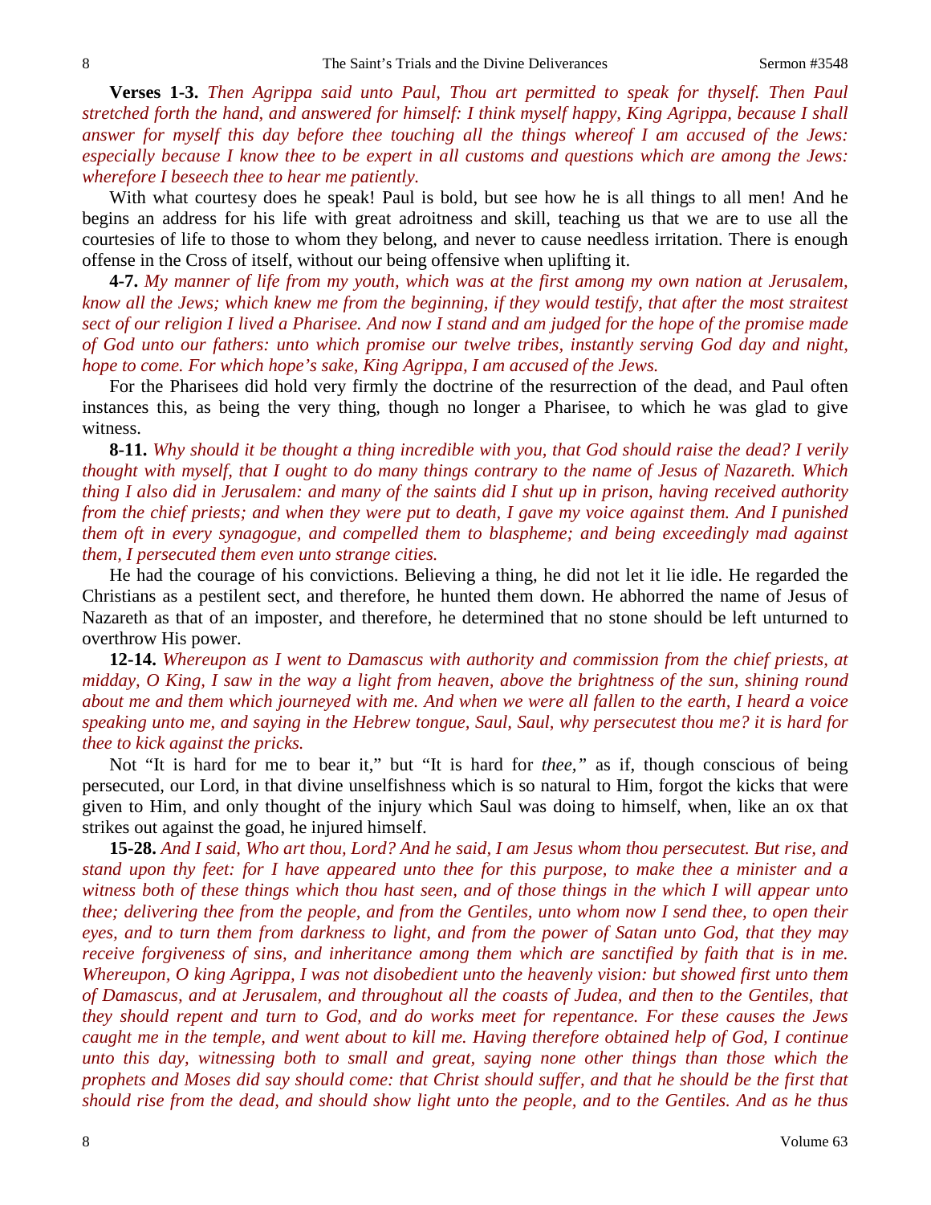**Verses 1-3.** *Then Agrippa said unto Paul, Thou art permitted to speak for thyself. Then Paul stretched forth the hand, and answered for himself: I think myself happy, King Agrippa, because I shall answer for myself this day before thee touching all the things whereof I am accused of the Jews: especially because I know thee to be expert in all customs and questions which are among the Jews: wherefore I beseech thee to hear me patiently.*

With what courtesy does he speak! Paul is bold, but see how he is all things to all men! And he begins an address for his life with great adroitness and skill, teaching us that we are to use all the courtesies of life to those to whom they belong, and never to cause needless irritation. There is enough offense in the Cross of itself, without our being offensive when uplifting it.

**4-7.** *My manner of life from my youth, which was at the first among my own nation at Jerusalem, know all the Jews; which knew me from the beginning, if they would testify, that after the most straitest sect of our religion I lived a Pharisee. And now I stand and am judged for the hope of the promise made of God unto our fathers: unto which promise our twelve tribes, instantly serving God day and night, hope to come. For which hope's sake, King Agrippa, I am accused of the Jews.*

For the Pharisees did hold very firmly the doctrine of the resurrection of the dead, and Paul often instances this, as being the very thing, though no longer a Pharisee, to which he was glad to give witness.

**8-11.** *Why should it be thought a thing incredible with you, that God should raise the dead? I verily thought with myself, that I ought to do many things contrary to the name of Jesus of Nazareth. Which thing I also did in Jerusalem: and many of the saints did I shut up in prison, having received authority from the chief priests; and when they were put to death, I gave my voice against them. And I punished them oft in every synagogue, and compelled them to blaspheme; and being exceedingly mad against them, I persecuted them even unto strange cities.*

He had the courage of his convictions. Believing a thing, he did not let it lie idle. He regarded the Christians as a pestilent sect, and therefore, he hunted them down. He abhorred the name of Jesus of Nazareth as that of an imposter, and therefore, he determined that no stone should be left unturned to overthrow His power.

**12-14.** *Whereupon as I went to Damascus with authority and commission from the chief priests, at midday, O King, I saw in the way a light from heaven, above the brightness of the sun, shining round about me and them which journeyed with me. And when we were all fallen to the earth, I heard a voice speaking unto me, and saying in the Hebrew tongue, Saul, Saul, why persecutest thou me? it is hard for thee to kick against the pricks.*

Not "It is hard for me to bear it," but "It is hard for *thee,"* as if, though conscious of being persecuted, our Lord, in that divine unselfishness which is so natural to Him, forgot the kicks that were given to Him, and only thought of the injury which Saul was doing to himself, when, like an ox that strikes out against the goad, he injured himself.

**15-28.** *And I said, Who art thou, Lord? And he said, I am Jesus whom thou persecutest. But rise, and stand upon thy feet: for I have appeared unto thee for this purpose, to make thee a minister and a witness both of these things which thou hast seen, and of those things in the which I will appear unto thee; delivering thee from the people, and from the Gentiles, unto whom now I send thee, to open their eyes, and to turn them from darkness to light, and from the power of Satan unto God, that they may receive forgiveness of sins, and inheritance among them which are sanctified by faith that is in me. Whereupon, O king Agrippa, I was not disobedient unto the heavenly vision: but showed first unto them of Damascus, and at Jerusalem, and throughout all the coasts of Judea, and then to the Gentiles, that they should repent and turn to God, and do works meet for repentance. For these causes the Jews caught me in the temple, and went about to kill me. Having therefore obtained help of God, I continue unto this day, witnessing both to small and great, saying none other things than those which the prophets and Moses did say should come: that Christ should suffer, and that he should be the first that should rise from the dead, and should show light unto the people, and to the Gentiles. And as he thus*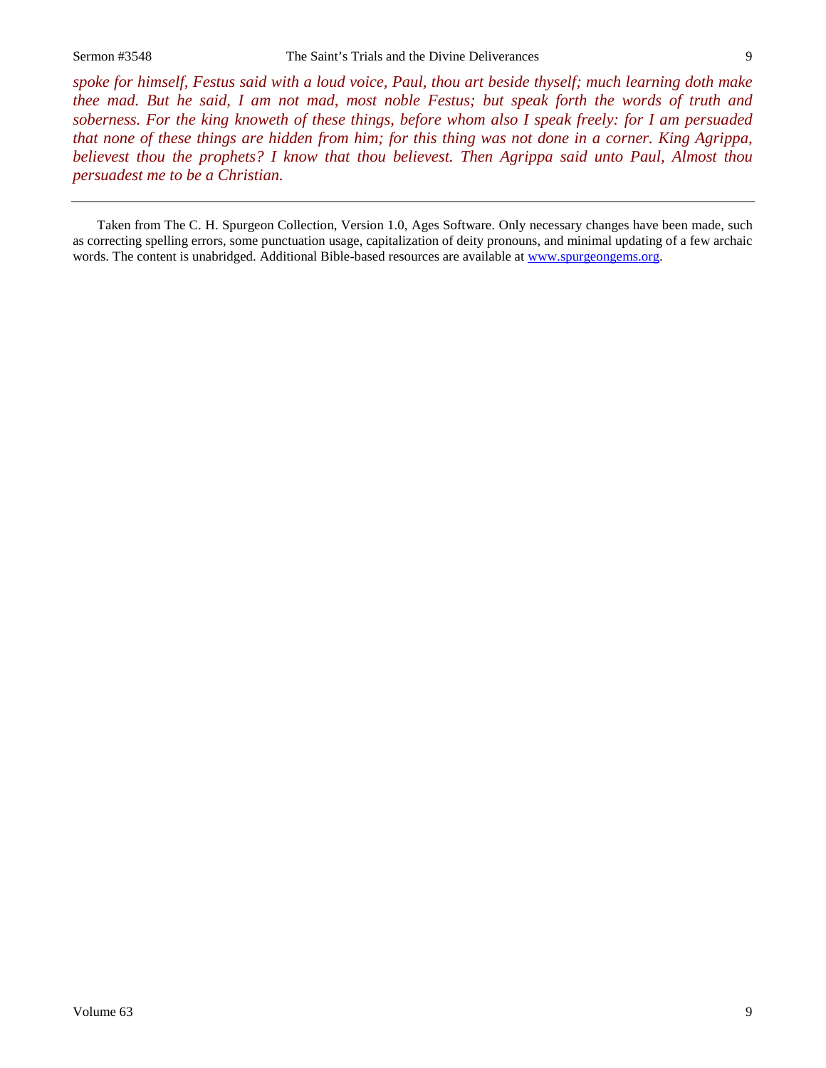*spoke for himself, Festus said with a loud voice, Paul, thou art beside thyself; much learning doth make thee mad. But he said, I am not mad, most noble Festus; but speak forth the words of truth and soberness. For the king knoweth of these things, before whom also I speak freely: for I am persuaded that none of these things are hidden from him; for this thing was not done in a corner. King Agrippa, believest thou the prophets? I know that thou believest. Then Agrippa said unto Paul, Almost thou persuadest me to be a Christian.*

---

Taken from The C. H. Spurgeon Collection, Version 1.0, Ages Software. Only necessary changes have been made, such as correcting spelling errors, some punctuation usage, capitalization of deity pronouns, and minimal updating of a few archaic words. The content is unabridged. Additional Bible-based resources are available at www.spurgeongems.org.